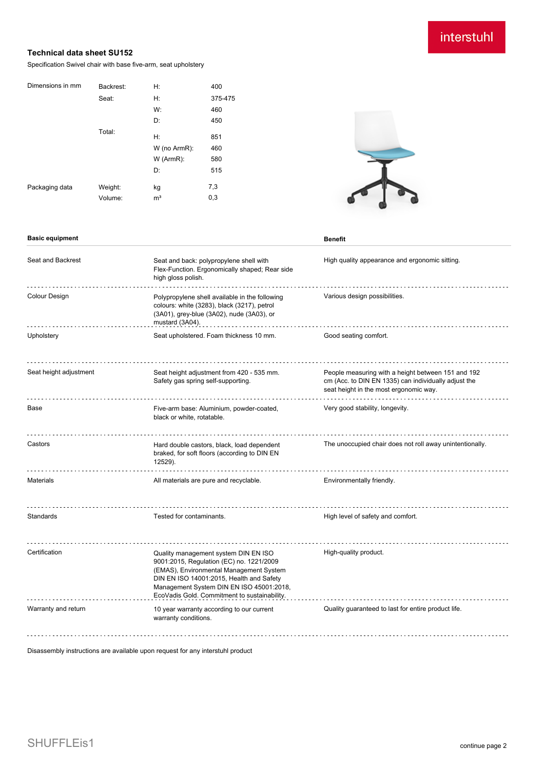interstuhl

# Technical data sheet SU152

Specification Swivel chair with base five-arm, seat upholstery

| Dimensions in mm | Backrest: | H: | 400 |
|---|---|---|---|
| | Seat: | H: | 375-475 |
| | | W: | 460 |
| | | D: | 450 |
| | Total: | H: | 851 |
| | | W (no ArmR): | 460 |
| | | W (ArmR): | 580 |
| | | D: | 515 |
| Packaging data | Weight: | kg | 7,3 |
| | Volume: | m³ | 0,3 |

| Basic equipment | | Benefit |
|---|---|---|
| Seat and Backrest | Seat and back: polypropylene shell with Flex-Function. Ergonomically shaped; Rear side high gloss polish. | High quality appearance and ergonomic sitting. |
| Colour Design | Polypropylene shell available in the following colours: white (3283), black (3217), petrol (3A01), grey-blue (3A02), nude (3A03), or mustard (3A04). | Various design possibilities. |
| Upholstery | Seat upholstered. Foam thickness 10 mm. | Good seating comfort. |
| Seat height adjustment | Seat height adjustment from 420 - 535 mm. Safety gas spring self-supporting. | People measuring with a height between 151 and 192 cm (Acc. to DIN EN 1335) can individually adjust the seat height in the most ergonomic way. |
| Base | Five-arm base: Aluminium, powder-coated, black or white, rotatable. | Very good stability, longevity. |
| Castors | Hard double castors, black, load dependent braked, for soft floors (according to DIN EN 12529). | The unoccupied chair does not roll away unintentionally. |
| Materials | All materials are pure and recyclable. | Environmentally friendly. |
| Standards | Tested for contaminants. | High level of safety and comfort. |
| Certification | Quality management system DIN EN ISO 9001:2015, Regulation (EC) no. 1221/2009 (EMAS), Environmental Management System DIN EN ISO 14001:2015, Health and Safety Management System DIN EN ISO 45001:2018, EcoVadis Gold. Commitment to sustainability. | High-quality product. |
| Warranty and return | 10 year warranty according to our current warranty conditions. | Quality guaranteed to last for entire product life. |

Disassembly instructions are available upon request for any interstuhl product

SHUFFLEis1

continue page 2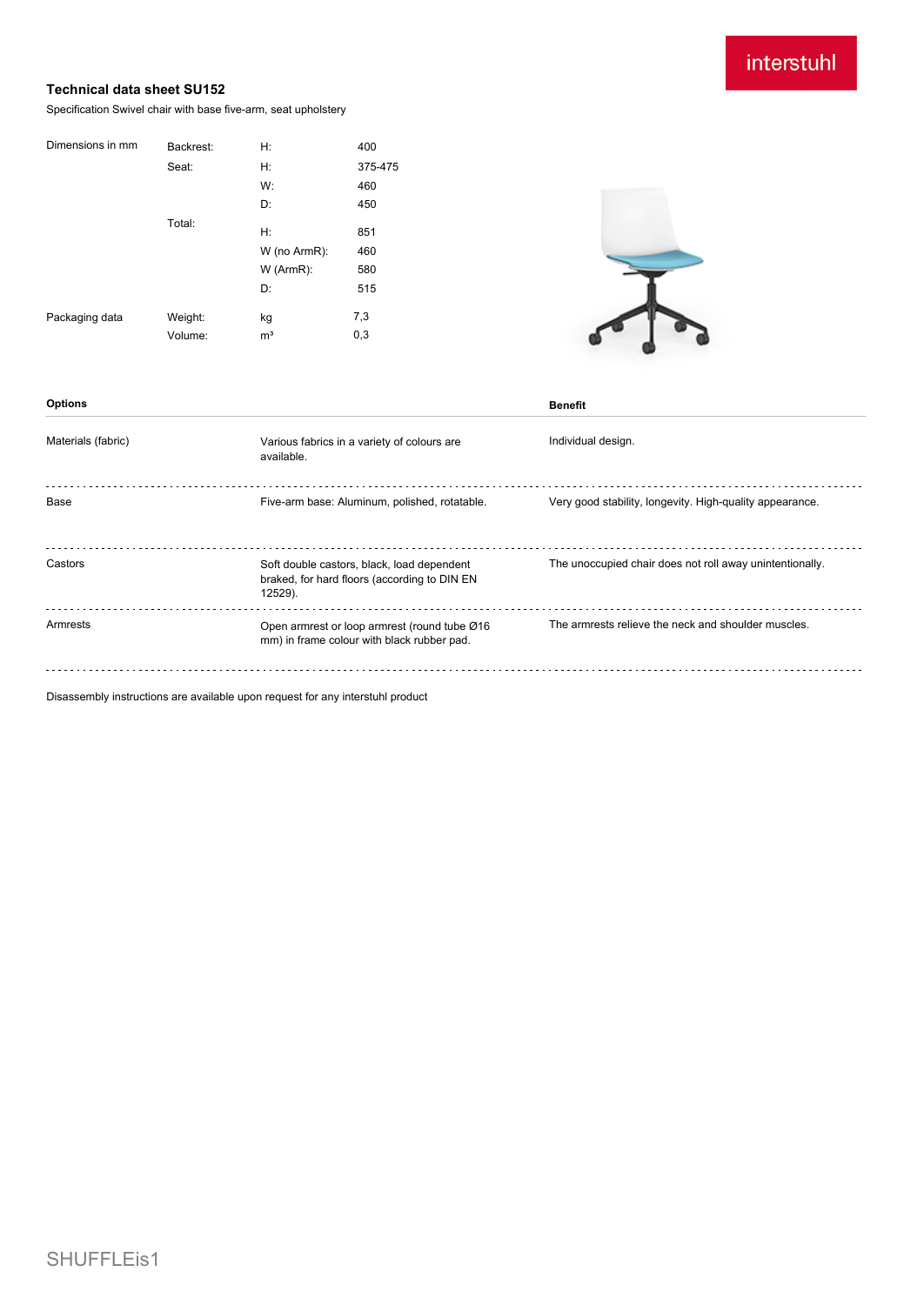## Technical data sheet SU152

Specification Swivel chair with base five-arm, seat upholstery

| | | | |
|---|---|---|---|
| Dimensions in mm | Backrest: | H: | 400 |
| | Seat: | H: | 375-475 |
| | | W: | 460 |
| | | D: | 450 |
| | Total: | H: | 851 |
| | | W (no ArmR): | 460 |
| | | W (ArmR): | 580 |
| | | D: | 515 |
| Packaging data | Weight: | kg | 7,3 |
| | Volume: | m³ | 0,3 |

| Options | | Benefit |
|---|---|---|
| Materials (fabric) | Various fabrics in a variety of colours are available. | Individual design. |
| Base | Five-arm base: Aluminum, polished, rotatable. | Very good stability, longevity. High-quality appearance. |
| Castors | Soft double castors, black, load dependent braked, for hard floors (according to DIN EN 12529). | The unoccupied chair does not roll away unintentionally. |
| Armrests | Open armrest or loop armrest (round tube Ø16 mm) in frame colour with black rubber pad. | The armrests relieve the neck and shoulder muscles. |

Disassembly instructions are available upon request for any interstuhl product

SHUFFLEis1